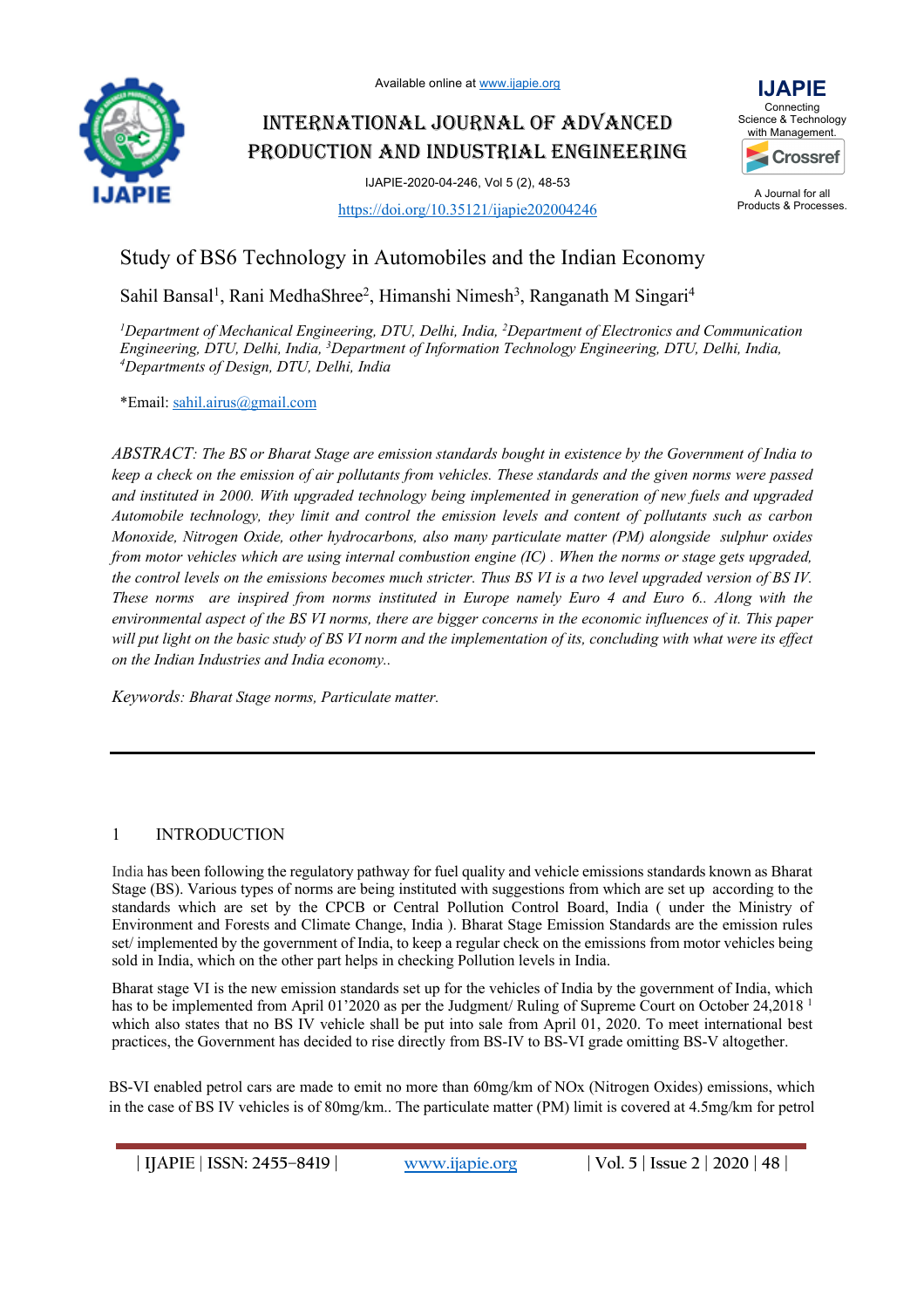Available online at www.ijapie.org

# INTERNATIONAL JOURNAL OF ADVANCED PRODUCTION AND INDUSTRIAL ENGINEERING

IJAPIE-2020-04-246, Vol 5 (2), 48-53

https://doi.org/10.35121/ijapie202004246

IJAPIE Connecting Science & Technology with Management.

A Journal for all Products & Processes.

# Study of BS6 Technology in Automobiles and the Indian Economy

Sahil Bansal[1], Rani MedhaShree[2], Himanshi Nimesh[3], Ranganath M Singari[4]

*[1]Department of Mechanical Engineering, DTU, Delhi, India, [2]Department of Electronics and Communication Engineering, DTU, Delhi, India, [3]Department of Information Technology Engineering, DTU, Delhi, India, [4]Departments of Design, DTU, Delhi, India*

*Email: sahil.airus@gmail.com

*ABSTRACT: The BS or Bharat Stage are emission standards bought in existence by the Government of India to keep a check on the emission of air pollutants from vehicles. These standards and the given norms were passed and instituted in 2000. With upgraded technology being implemented in generation of new fuels and upgraded Automobile technology, they limit and control the emission levels and content of pollutants such as carbon Monoxide, Nitrogen Oxide, other hydrocarbons, also many particulate matter (PM) alongside sulphur oxides from motor vehicles which are using internal combustion engine (IC) . When the norms or stage gets upgraded, the control levels on the emissions becomes much stricter. Thus BS VI is a two level upgraded version of BS IV. These norms are inspired from norms instituted in Europe namely Euro 4 and Euro 6.. Along with the environmental aspect of the BS VI norms, there are bigger concerns in the economic influences of it. This paper will put light on the basic study of BS VI norm and the implementation of its, concluding with what were its effect on the Indian Industries and India economy..*

*Keywords: Bharat Stage norms, Particulate matter.*

## 1 INTRODUCTION

India has been following the regulatory pathway for fuel quality and vehicle emissions standards known as Bharat Stage (BS). Various types of norms are being instituted with suggestions from which are set up according to the standards which are set by the CPCB or Central Pollution Control Board, India ( under the Ministry of Environment and Forests and Climate Change, India ). Bharat Stage Emission Standards are the emission rules set/ implemented by the government of India, to keep a regular check on the emissions from motor vehicles being sold in India, which on the other part helps in checking Pollution levels in India.

Bharat stage VI is the new emission standards set up for the vehicles of India by the government of India, which has to be implemented from April 01'2020 as per the Judgment/ Ruling of Supreme Court on October 24,2018 [1] which also states that no BS IV vehicle shall be put into sale from April 01, 2020. To meet international best practices, the Government has decided to rise directly from BS-IV to BS-VI grade omitting BS-V altogether.

BS-VI enabled petrol cars are made to emit no more than 60mg/km of NOx (Nitrogen Oxides) emissions, which in the case of BS IV vehicles is of 80mg/km.. The particulate matter (PM) limit is covered at 4.5mg/km for petrol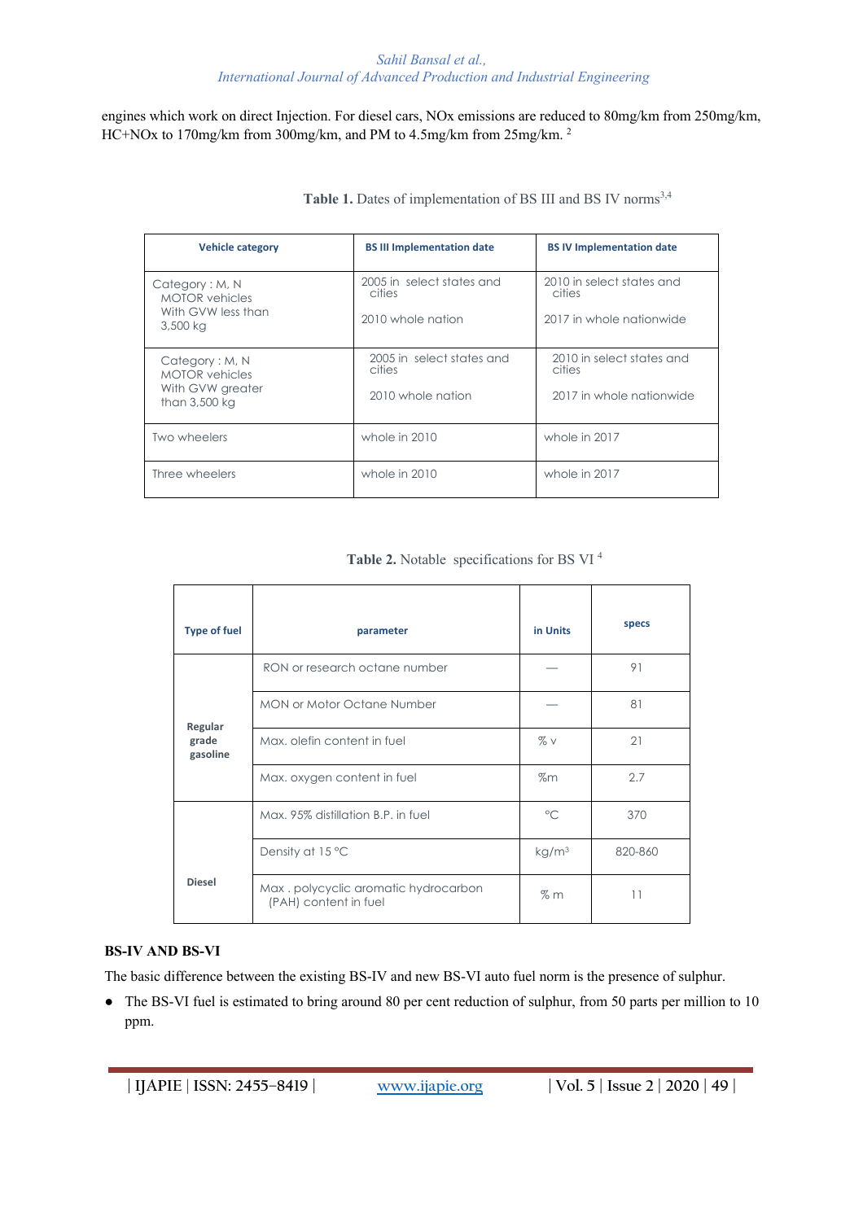engines which work on direct Injection. For diesel cars, NOx emissions are reduced to 80mg/km from 250mg/km, HC+NOx to 170mg/km from 300mg/km, and PM to 4.5mg/km from 25mg/km. [2]

**Table 1.** Dates of implementation of BS III and BS IV norms[3,4]

| Vehicle category | BS III Implementation date | BS IV Implementation date |
|---|---|---|
| Category : M, N MOTOR vehicles With GVW less than 3,500 kg | 2005 in select states and cities<br>2010 whole nation | 2010 in select states and cities<br>2017 in whole nationwide |
| Category : M, N MOTOR vehicles With GVW greater than 3,500 kg | 2005 in select states and cities<br>2010 whole nation | 2010 in select states and cities<br>2017 in whole nationwide |
| Two wheelers | whole in 2010 | whole in 2017 |
| Three wheelers | whole in 2010 | whole in 2017 |

**Table 2.** Notable specifications for BS VI [4]

| Type of fuel | parameter | in Units | specs |
|---|---|---|---|
| Regular grade gasoline | RON or research octane number | — | 91 |
| | MON or Motor Octane Number | — | 81 |
| | Max. olefin content in fuel | % v | 21 |
| | Max. oxygen content in fuel | %m | 2.7 |
| Diesel | Max. 95% distillation B.P. in fuel | °C | 370 |
| | Density at 15 °C | kg/m$^3$ | 820-860 |
| | Max . polycyclic aromatic hydrocarbon (PAH) content in fuel | % m | 11 |

**BS-IV AND BS-VI**

The basic difference between the existing BS-IV and new BS-VI auto fuel norm is the presence of sulphur.

- The BS-VI fuel is estimated to bring around 80 per cent reduction of sulphur, from 50 parts per million to 10 ppm.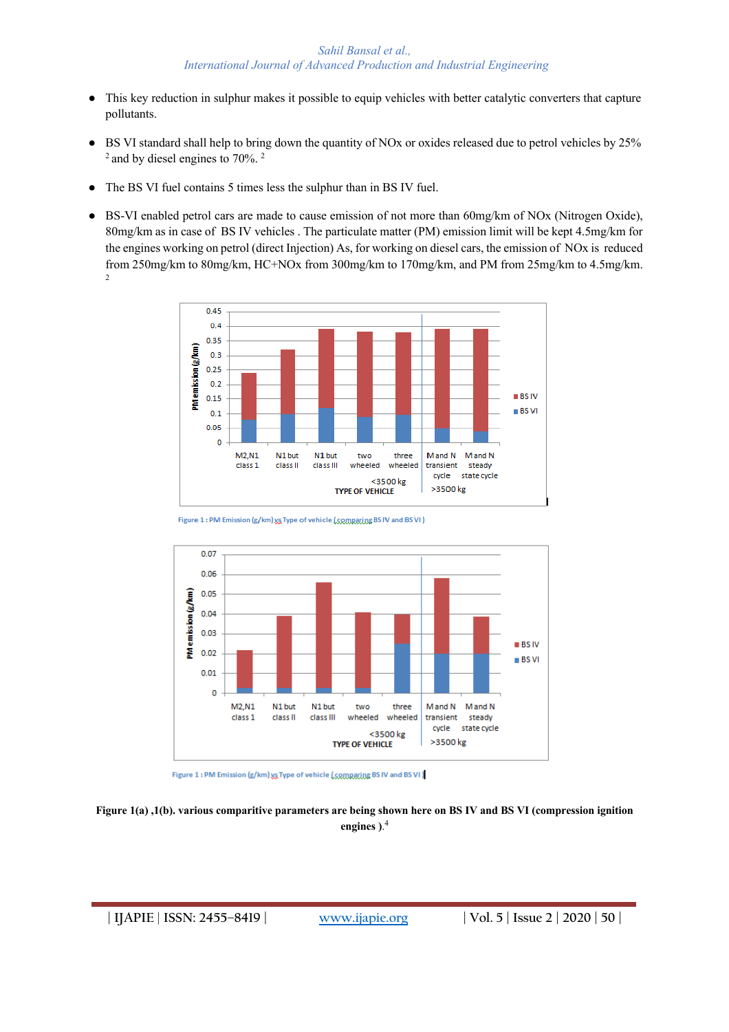- This key reduction in sulphur makes it possible to equip vehicles with better catalytic converters that capture pollutants.
- BS VI standard shall help to bring down the quantity of NOx or oxides released due to petrol vehicles by 25% [2] and by diesel engines to 70%. [2]
- The BS VI fuel contains 5 times less the sulphur than in BS IV fuel.
- BS-VI enabled petrol cars are made to cause emission of not more than 60mg/km of NOx (Nitrogen Oxide), 80mg/km as in case of BS IV vehicles . The particulate matter (PM) emission limit will be kept 4.5mg/km for the engines working on petrol (direct Injection) As, for working on diesel cars, the emission of NOx is reduced from 250mg/km to 80mg/km, HC+NOx from 300mg/km to 170mg/km, and PM from 25mg/km to 4.5mg/km. [2]

Figure 1 : PM Emission (g/km) vs Type of vehicle (comparing BS IV and BS VI )

Figure 1 : PM Emission (g/km) vs Type of vehicle (comparing BS IV and BS VI )

**Figure 1(a) ,1(b). various comparitive parameters are being shown here on BS IV and BS VI (compression ignition engines ).[4]**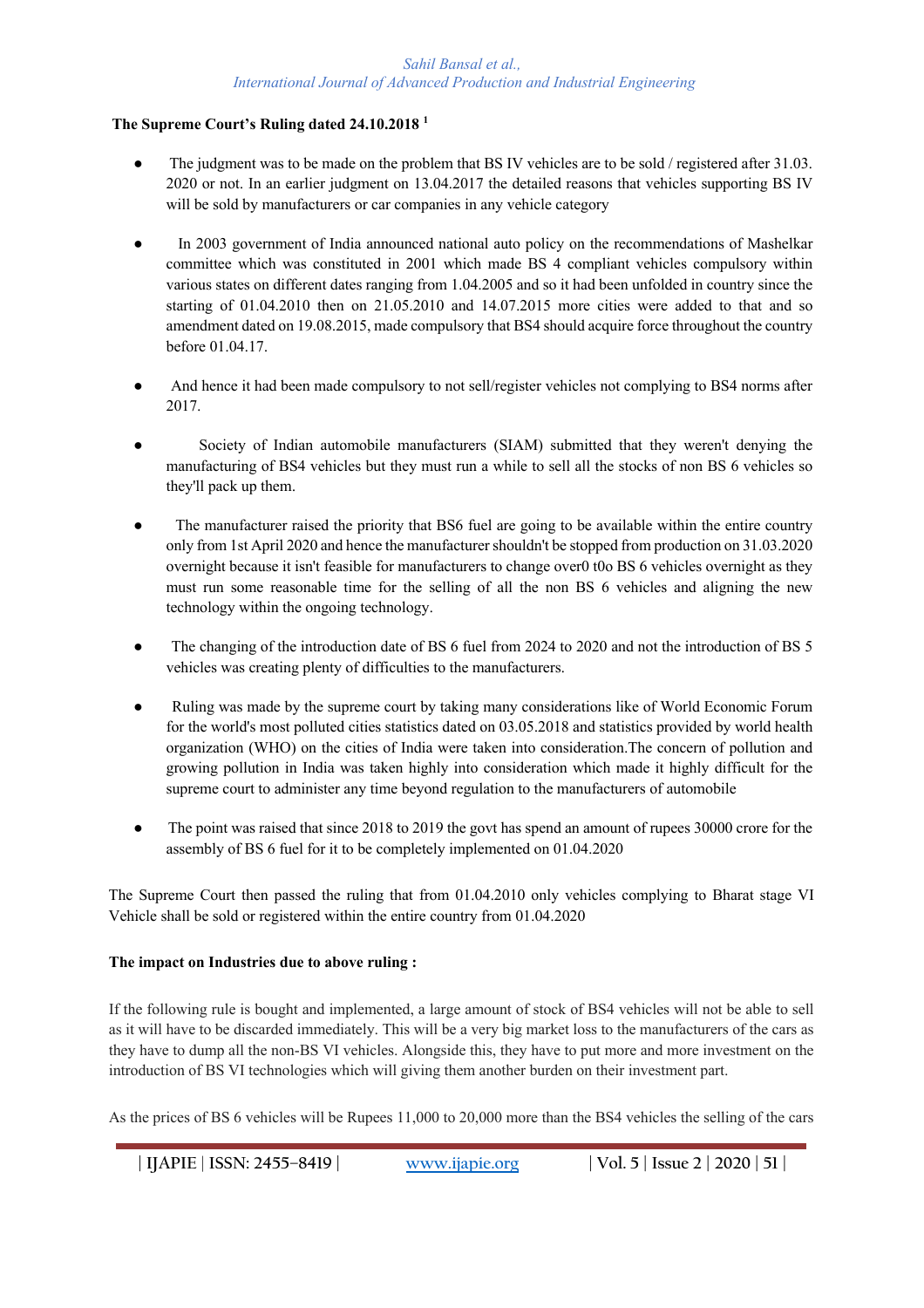**The Supreme Court's Ruling dated 24.10.2018 [1]**

- The judgment was to be made on the problem that BS IV vehicles are to be sold / registered after 31.03. 2020 or not. In an earlier judgment on 13.04.2017 the detailed reasons that vehicles supporting BS IV will be sold by manufacturers or car companies in any vehicle category

- In 2003 government of India announced national auto policy on the recommendations of Mashelkar committee which was constituted in 2001 which made BS 4 compliant vehicles compulsory within various states on different dates ranging from 1.04.2005 and so it had been unfolded in country since the starting of 01.04.2010 then on 21.05.2010 and 14.07.2015 more cities were added to that and so amendment dated on 19.08.2015, made compulsory that BS4 should acquire force throughout the country before 01.04.17.

- And hence it had been made compulsory to not sell/register vehicles not complying to BS4 norms after 2017.

- Society of Indian automobile manufacturers (SIAM) submitted that they weren't denying the manufacturing of BS4 vehicles but they must run a while to sell all the stocks of non BS 6 vehicles so they'll pack up them.

- The manufacturer raised the priority that BS6 fuel are going to be available within the entire country only from 1st April 2020 and hence the manufacturer shouldn't be stopped from production on 31.03.2020 overnight because it isn't feasible for manufacturers to change over0 t0o BS 6 vehicles overnight as they must run some reasonable time for the selling of all the non BS 6 vehicles and aligning the new technology within the ongoing technology.

- The changing of the introduction date of BS 6 fuel from 2024 to 2020 and not the introduction of BS 5 vehicles was creating plenty of difficulties to the manufacturers.

- Ruling was made by the supreme court by taking many considerations like of World Economic Forum for the world's most polluted cities statistics dated on 03.05.2018 and statistics provided by world health organization (WHO) on the cities of India were taken into consideration.The concern of pollution and growing pollution in India was taken highly into consideration which made it highly difficult for the supreme court to administer any time beyond regulation to the manufacturers of automobile

- The point was raised that since 2018 to 2019 the govt has spend an amount of rupees 30000 crore for the assembly of BS 6 fuel for it to be completely implemented on 01.04.2020

The Supreme Court then passed the ruling that from 01.04.2010 only vehicles complying to Bharat stage VI Vehicle shall be sold or registered within the entire country from 01.04.2020

**The impact on Industries due to above ruling :**

If the following rule is bought and implemented, a large amount of stock of BS4 vehicles will not be able to sell as it will have to be discarded immediately. This will be a very big market loss to the manufacturers of the cars as they have to dump all the non-BS VI vehicles. Alongside this, they have to put more and more investment on the introduction of BS VI technologies which will giving them another burden on their investment part.

As the prices of BS 6 vehicles will be Rupees 11,000 to 20,000 more than the BS4 vehicles the selling of the cars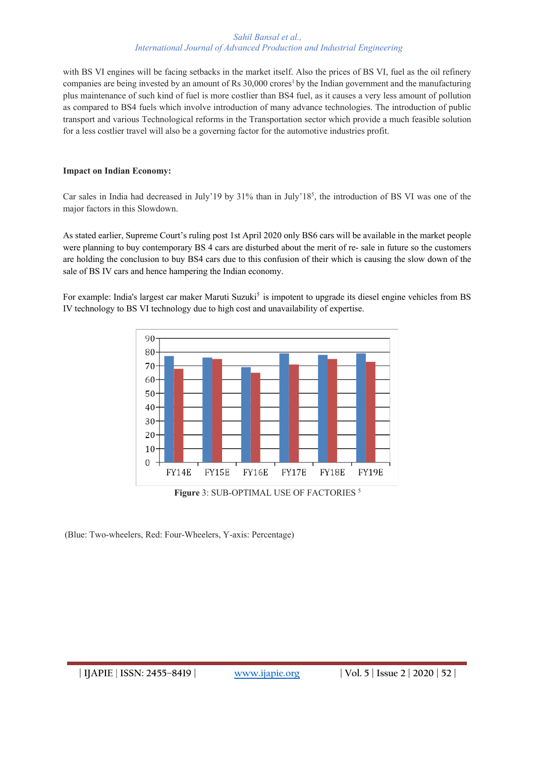with BS VI engines will be facing setbacks in the market itself. Also the prices of BS VI, fuel as the oil refinery companies are being invested by an amount of Rs 30,000 crores[1] by the Indian government and the manufacturing plus maintenance of such kind of fuel is more costlier than BS4 fuel, as it causes a very less amount of pollution as compared to BS4 fuels which involve introduction of many advance technologies. The introduction of public transport and various Technological reforms in the Transportation sector which provide a much feasible solution for a less costlier travel will also be a governing factor for the automotive industries profit.

**Impact on Indian Economy:**

Car sales in India had decreased in July'19 by 31% than in July'18[5], the introduction of BS VI was one of the major factors in this Slowdown.

As stated earlier, Supreme Court's ruling post 1st April 2020 only BS6 cars will be available in the market people were planning to buy contemporary BS 4 cars are disturbed about the merit of re- sale in future so the customers are holding the conclusion to buy BS4 cars due to this confusion of their which is causing the slow down of the sale of BS IV cars and hence hampering the Indian economy.

For example: India's largest car maker Maruti Suzuki[5] is impotent to upgrade its diesel engine vehicles from BS IV technology to BS VI technology due to high cost and unavailability of expertise.

**Figure** 3: SUB-OPTIMAL USE OF FACTORIES [5]

(Blue: Two-wheelers, Red: Four-Wheelers, Y-axis: Percentage)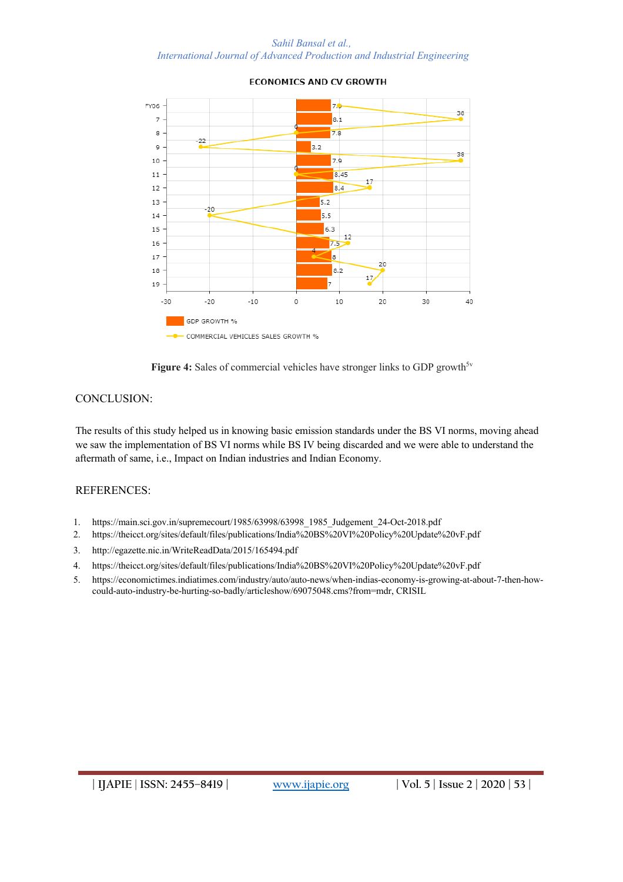ECONOMICS AND CV GROWTH

FY06
7
8
9
10
11
12
13
14
15
16
17
18
19

7.5
8.1
7.8
3.2
7.9
8.45
8.4
5.2
5.5
6.3
7.5
8
8.2
7

36
0
-22
38
0
17
-20
12
4
20
17

-30 -20 -10 0 10 20 30 40

GDP GROWTH %

COMMERCIAL VEHICLES SALES GROWTH %

**Figure 4:** Sales of commercial vehicles have stronger links to GDP growth[5v]

## CONCLUSION:

The results of this study helped us in knowing basic emission standards under the BS VI norms, moving ahead we saw the implementation of BS VI norms while BS IV being discarded and we were able to understand the aftermath of same, i.e., Impact on Indian industries and Indian Economy.

## REFERENCES:

1. https://main.sci.gov.in/supremecourt/1985/63998/63998_1985_Judgement_24-Oct-2018.pdf
2. https://theicct.org/sites/default/files/publications/India%20BS%20VI%20Policy%20Update%20vF.pdf
3. http://egazette.nic.in/WriteReadData/2015/165494.pdf
4. https://theicct.org/sites/default/files/publications/India%20BS%20VI%20Policy%20Update%20vF.pdf
5. https://economictimes.indiatimes.com/industry/auto/auto-news/when-indias-economy-is-growing-at-about-7-then-how-could-auto-industry-be-hurting-so-badly/articleshow/69075048.cms?from=mdr, CRISIL